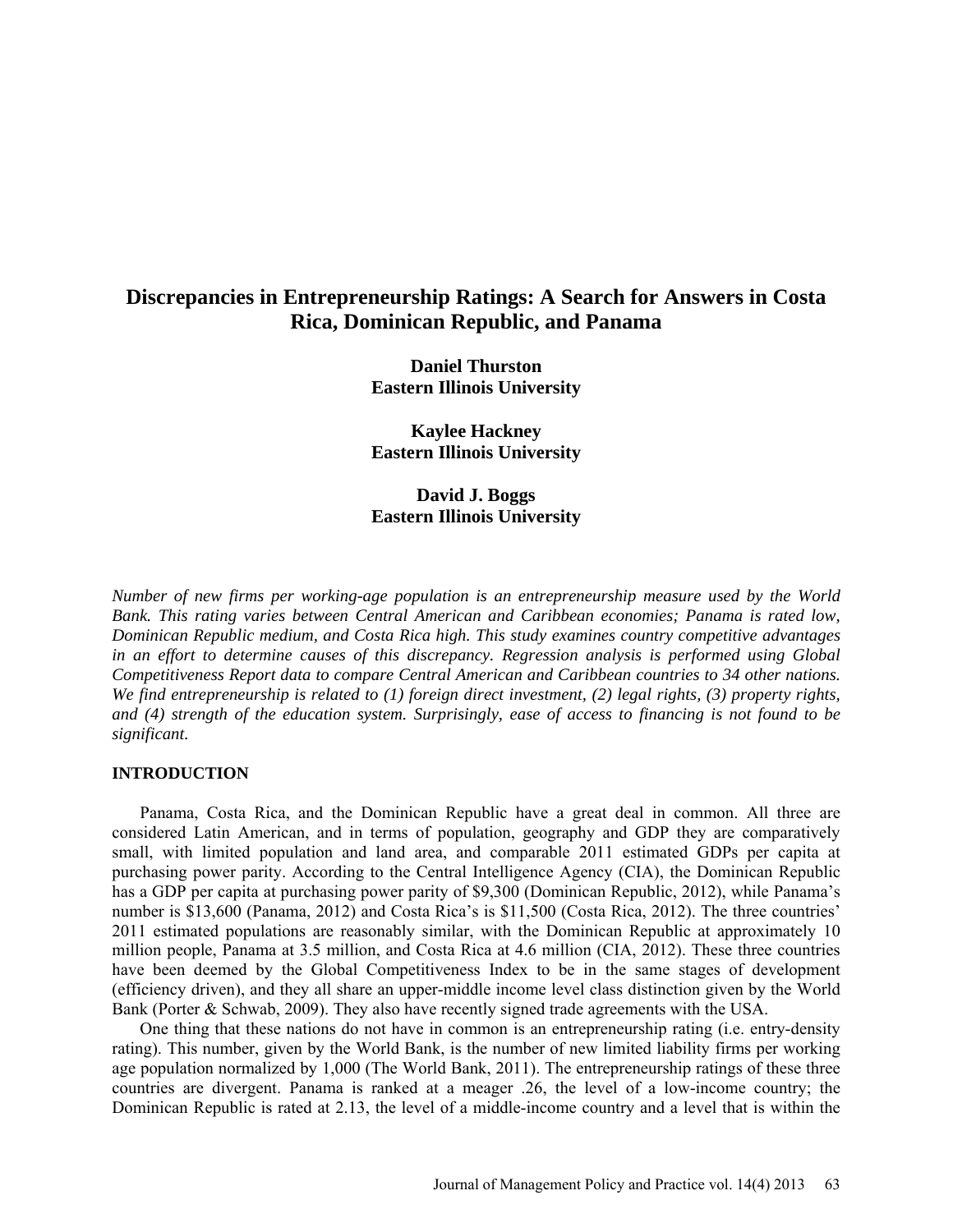# Discrepancies in Entrepreneurship Ratings: A Search for Answers in Costa Rica, Dominican Republic, and Panama

**Daniel Thurston**
**Eastern Illinois University**

**Kaylee Hackney**
**Eastern Illinois University**

**David J. Boggs**
**Eastern Illinois University**

*Number of new firms per working-age population is an entrepreneurship measure used by the World Bank. This rating varies between Central American and Caribbean economies; Panama is rated low, Dominican Republic medium, and Costa Rica high. This study examines country competitive advantages in an effort to determine causes of this discrepancy. Regression analysis is performed using Global Competitiveness Report data to compare Central American and Caribbean countries to 34 other nations. We find entrepreneurship is related to (1) foreign direct investment, (2) legal rights, (3) property rights, and (4) strength of the education system. Surprisingly, ease of access to financing is not found to be significant.*

## INTRODUCTION

Panama, Costa Rica, and the Dominican Republic have a great deal in common. All three are considered Latin American, and in terms of population, geography and GDP they are comparatively small, with limited population and land area, and comparable 2011 estimated GDPs per capita at purchasing power parity. According to the Central Intelligence Agency (CIA), the Dominican Republic has a GDP per capita at purchasing power parity of $9,300 (Dominican Republic, 2012), while Panama's number is $13,600 (Panama, 2012) and Costa Rica's is $11,500 (Costa Rica, 2012). The three countries' 2011 estimated populations are reasonably similar, with the Dominican Republic at approximately 10 million people, Panama at 3.5 million, and Costa Rica at 4.6 million (CIA, 2012). These three countries have been deemed by the Global Competitiveness Index to be in the same stages of development (efficiency driven), and they all share an upper-middle income level class distinction given by the World Bank (Porter & Schwab, 2009). They also have recently signed trade agreements with the USA.

One thing that these nations do not have in common is an entrepreneurship rating (i.e. entry-density rating). This number, given by the World Bank, is the number of new limited liability firms per working age population normalized by 1,000 (The World Bank, 2011). The entrepreneurship ratings of these three countries are divergent. Panama is ranked at a meager .26, the level of a low-income country; the Dominican Republic is rated at 2.13, the level of a middle-income country and a level that is within the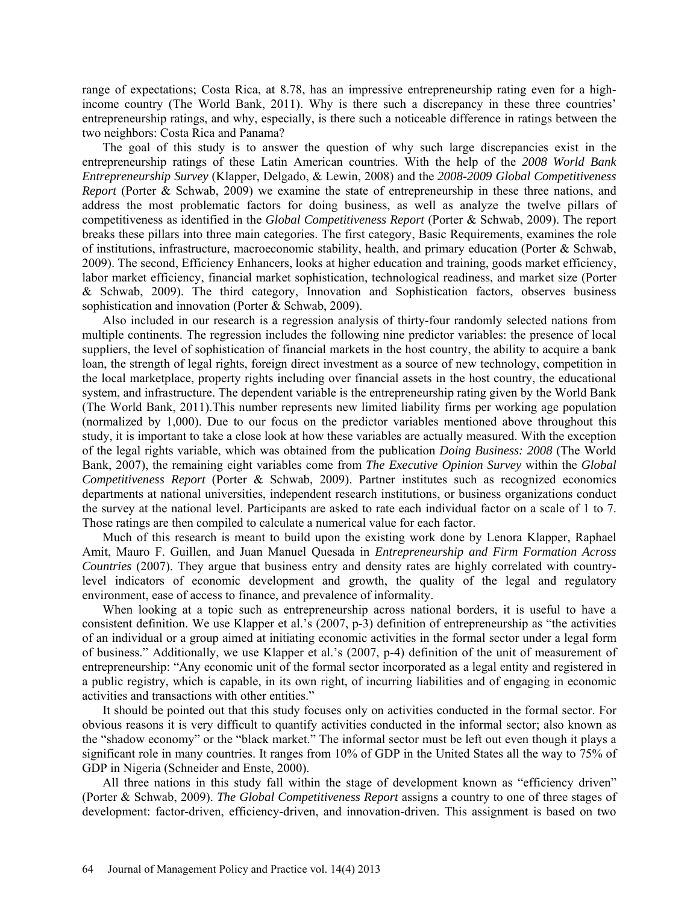range of expectations; Costa Rica, at 8.78, has an impressive entrepreneurship rating even for a high-income country (The World Bank, 2011). Why is there such a discrepancy in these three countries' entrepreneurship ratings, and why, especially, is there such a noticeable difference in ratings between the two neighbors: Costa Rica and Panama?

The goal of this study is to answer the question of why such large discrepancies exist in the entrepreneurship ratings of these Latin American countries. With the help of the *2008 World Bank Entrepreneurship Survey* (Klapper, Delgado, & Lewin, 2008) and the *2008-2009 Global Competitiveness Report* (Porter & Schwab, 2009) we examine the state of entrepreneurship in these three nations, and address the most problematic factors for doing business, as well as analyze the twelve pillars of competitiveness as identified in the *Global Competitiveness Report* (Porter & Schwab, 2009). The report breaks these pillars into three main categories. The first category, Basic Requirements, examines the role of institutions, infrastructure, macroeconomic stability, health, and primary education (Porter & Schwab, 2009). The second, Efficiency Enhancers, looks at higher education and training, goods market efficiency, labor market efficiency, financial market sophistication, technological readiness, and market size (Porter & Schwab, 2009). The third category, Innovation and Sophistication factors, observes business sophistication and innovation (Porter & Schwab, 2009).

Also included in our research is a regression analysis of thirty-four randomly selected nations from multiple continents. The regression includes the following nine predictor variables: the presence of local suppliers, the level of sophistication of financial markets in the host country, the ability to acquire a bank loan, the strength of legal rights, foreign direct investment as a source of new technology, competition in the local marketplace, property rights including over financial assets in the host country, the educational system, and infrastructure. The dependent variable is the entrepreneurship rating given by the World Bank (The World Bank, 2011).This number represents new limited liability firms per working age population (normalized by 1,000). Due to our focus on the predictor variables mentioned above throughout this study, it is important to take a close look at how these variables are actually measured. With the exception of the legal rights variable, which was obtained from the publication *Doing Business: 2008* (The World Bank, 2007), the remaining eight variables come from *The Executive Opinion Survey* within the *Global Competitiveness Report* (Porter & Schwab, 2009). Partner institutes such as recognized economics departments at national universities, independent research institutions, or business organizations conduct the survey at the national level. Participants are asked to rate each individual factor on a scale of 1 to 7. Those ratings are then compiled to calculate a numerical value for each factor.

Much of this research is meant to build upon the existing work done by Lenora Klapper, Raphael Amit, Mauro F. Guillen, and Juan Manuel Quesada in *Entrepreneurship and Firm Formation Across Countries* (2007). They argue that business entry and density rates are highly correlated with country-level indicators of economic development and growth, the quality of the legal and regulatory environment, ease of access to finance, and prevalence of informality.

When looking at a topic such as entrepreneurship across national borders, it is useful to have a consistent definition. We use Klapper et al.'s (2007, p-3) definition of entrepreneurship as "the activities of an individual or a group aimed at initiating economic activities in the formal sector under a legal form of business." Additionally, we use Klapper et al.'s (2007, p-4) definition of the unit of measurement of entrepreneurship: "Any economic unit of the formal sector incorporated as a legal entity and registered in a public registry, which is capable, in its own right, of incurring liabilities and of engaging in economic activities and transactions with other entities."

It should be pointed out that this study focuses only on activities conducted in the formal sector. For obvious reasons it is very difficult to quantify activities conducted in the informal sector; also known as the "shadow economy" or the "black market." The informal sector must be left out even though it plays a significant role in many countries. It ranges from 10% of GDP in the United States all the way to 75% of GDP in Nigeria (Schneider and Enste, 2000).

All three nations in this study fall within the stage of development known as "efficiency driven" (Porter & Schwab, 2009). *The Global Competitiveness Report* assigns a country to one of three stages of development: factor-driven, efficiency-driven, and innovation-driven. This assignment is based on two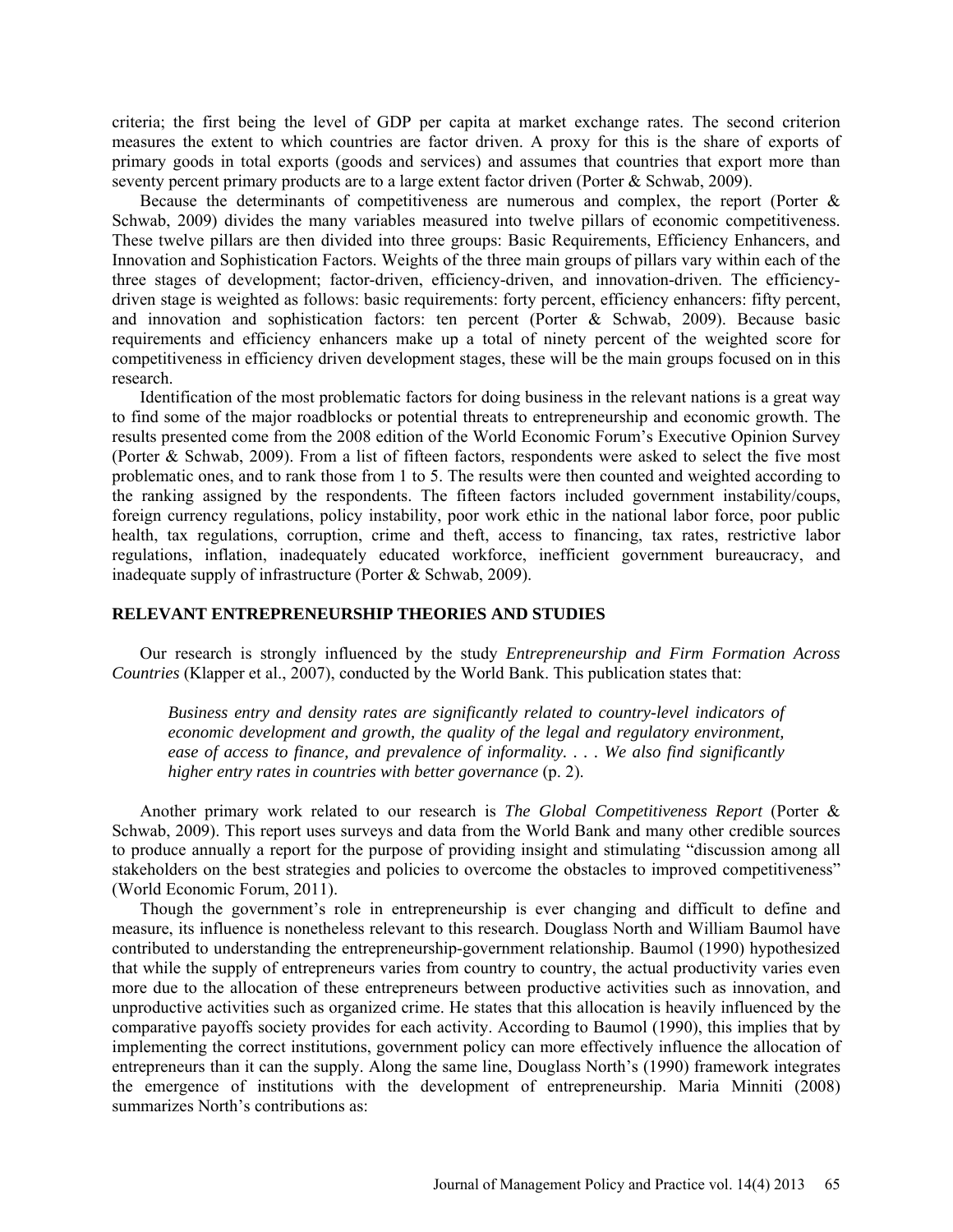criteria; the first being the level of GDP per capita at market exchange rates. The second criterion measures the extent to which countries are factor driven. A proxy for this is the share of exports of primary goods in total exports (goods and services) and assumes that countries that export more than seventy percent primary products are to a large extent factor driven (Porter & Schwab, 2009).

Because the determinants of competitiveness are numerous and complex, the report (Porter & Schwab, 2009) divides the many variables measured into twelve pillars of economic competitiveness. These twelve pillars are then divided into three groups: Basic Requirements, Efficiency Enhancers, and Innovation and Sophistication Factors. Weights of the three main groups of pillars vary within each of the three stages of development; factor-driven, efficiency-driven, and innovation-driven. The efficiency-driven stage is weighted as follows: basic requirements: forty percent, efficiency enhancers: fifty percent, and innovation and sophistication factors: ten percent (Porter & Schwab, 2009). Because basic requirements and efficiency enhancers make up a total of ninety percent of the weighted score for competitiveness in efficiency driven development stages, these will be the main groups focused on in this research.

Identification of the most problematic factors for doing business in the relevant nations is a great way to find some of the major roadblocks or potential threats to entrepreneurship and economic growth. The results presented come from the 2008 edition of the World Economic Forum's Executive Opinion Survey (Porter & Schwab, 2009). From a list of fifteen factors, respondents were asked to select the five most problematic ones, and to rank those from 1 to 5. The results were then counted and weighted according to the ranking assigned by the respondents. The fifteen factors included government instability/coups, foreign currency regulations, policy instability, poor work ethic in the national labor force, poor public health, tax regulations, corruption, crime and theft, access to financing, tax rates, restrictive labor regulations, inflation, inadequately educated workforce, inefficient government bureaucracy, and inadequate supply of infrastructure (Porter & Schwab, 2009).

## RELEVANT ENTREPRENEURSHIP THEORIES AND STUDIES

Our research is strongly influenced by the study *Entrepreneurship and Firm Formation Across Countries* (Klapper et al., 2007), conducted by the World Bank. This publication states that:

> *Business entry and density rates are significantly related to country-level indicators of economic development and growth, the quality of the legal and regulatory environment, ease of access to finance, and prevalence of informality. . . . We also find significantly higher entry rates in countries with better governance* (p. 2).

Another primary work related to our research is *The Global Competitiveness Report* (Porter & Schwab, 2009). This report uses surveys and data from the World Bank and many other credible sources to produce annually a report for the purpose of providing insight and stimulating "discussion among all stakeholders on the best strategies and policies to overcome the obstacles to improved competitiveness" (World Economic Forum, 2011).

Though the government's role in entrepreneurship is ever changing and difficult to define and measure, its influence is nonetheless relevant to this research. Douglass North and William Baumol have contributed to understanding the entrepreneurship-government relationship. Baumol (1990) hypothesized that while the supply of entrepreneurs varies from country to country, the actual productivity varies even more due to the allocation of these entrepreneurs between productive activities such as innovation, and unproductive activities such as organized crime. He states that this allocation is heavily influenced by the comparative payoffs society provides for each activity. According to Baumol (1990), this implies that by implementing the correct institutions, government policy can more effectively influence the allocation of entrepreneurs than it can the supply. Along the same line, Douglass North's (1990) framework integrates the emergence of institutions with the development of entrepreneurship. Maria Minniti (2008) summarizes North's contributions as: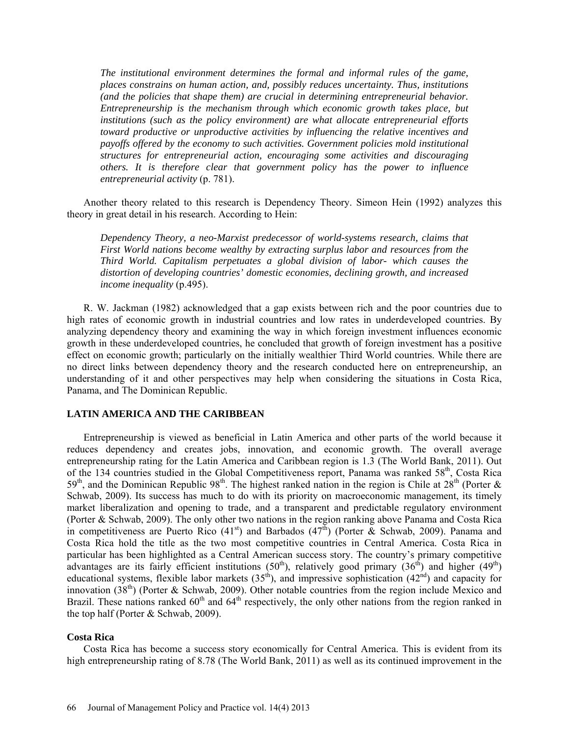*The institutional environment determines the formal and informal rules of the game, places constrains on human action, and, possibly reduces uncertainty. Thus, institutions (and the policies that shape them) are crucial in determining entrepreneurial behavior. Entrepreneurship is the mechanism through which economic growth takes place, but institutions (such as the policy environment) are what allocate entrepreneurial efforts toward productive or unproductive activities by influencing the relative incentives and payoffs offered by the economy to such activities. Government policies mold institutional structures for entrepreneurial action, encouraging some activities and discouraging others. It is therefore clear that government policy has the power to influence entrepreneurial activity* (p. 781).

Another theory related to this research is Dependency Theory. Simeon Hein (1992) analyzes this theory in great detail in his research. According to Hein:

*Dependency Theory, a neo-Marxist predecessor of world-systems research, claims that First World nations become wealthy by extracting surplus labor and resources from the Third World. Capitalism perpetuates a global division of labor- which causes the distortion of developing countries' domestic economies, declining growth, and increased income inequality* (p.495).

R. W. Jackman (1982) acknowledged that a gap exists between rich and the poor countries due to high rates of economic growth in industrial countries and low rates in underdeveloped countries. By analyzing dependency theory and examining the way in which foreign investment influences economic growth in these underdeveloped countries, he concluded that growth of foreign investment has a positive effect on economic growth; particularly on the initially wealthier Third World countries. While there are no direct links between dependency theory and the research conducted here on entrepreneurship, an understanding of it and other perspectives may help when considering the situations in Costa Rica, Panama, and The Dominican Republic.

## LATIN AMERICA AND THE CARIBBEAN

Entrepreneurship is viewed as beneficial in Latin America and other parts of the world because it reduces dependency and creates jobs, innovation, and economic growth. The overall average entrepreneurship rating for the Latin America and Caribbean region is 1.3 (The World Bank, 2011). Out of the 134 countries studied in the Global Competitiveness report, Panama was ranked 58th, Costa Rica 59th, and the Dominican Republic 98th. The highest ranked nation in the region is Chile at 28th (Porter & Schwab, 2009). Its success has much to do with its priority on macroeconomic management, its timely market liberalization and opening to trade, and a transparent and predictable regulatory environment (Porter & Schwab, 2009). The only other two nations in the region ranking above Panama and Costa Rica in competitiveness are Puerto Rico (41st) and Barbados (47th) (Porter & Schwab, 2009). Panama and Costa Rica hold the title as the two most competitive countries in Central America. Costa Rica in particular has been highlighted as a Central American success story. The country's primary competitive advantages are its fairly efficient institutions (50th), relatively good primary (36th) and higher (49th) educational systems, flexible labor markets (35th), and impressive sophistication (42nd) and capacity for innovation (38th) (Porter & Schwab, 2009). Other notable countries from the region include Mexico and Brazil. These nations ranked 60th and 64th respectively, the only other nations from the region ranked in the top half (Porter & Schwab, 2009).

### Costa Rica

Costa Rica has become a success story economically for Central America. This is evident from its high entrepreneurship rating of 8.78 (The World Bank, 2011) as well as its continued improvement in the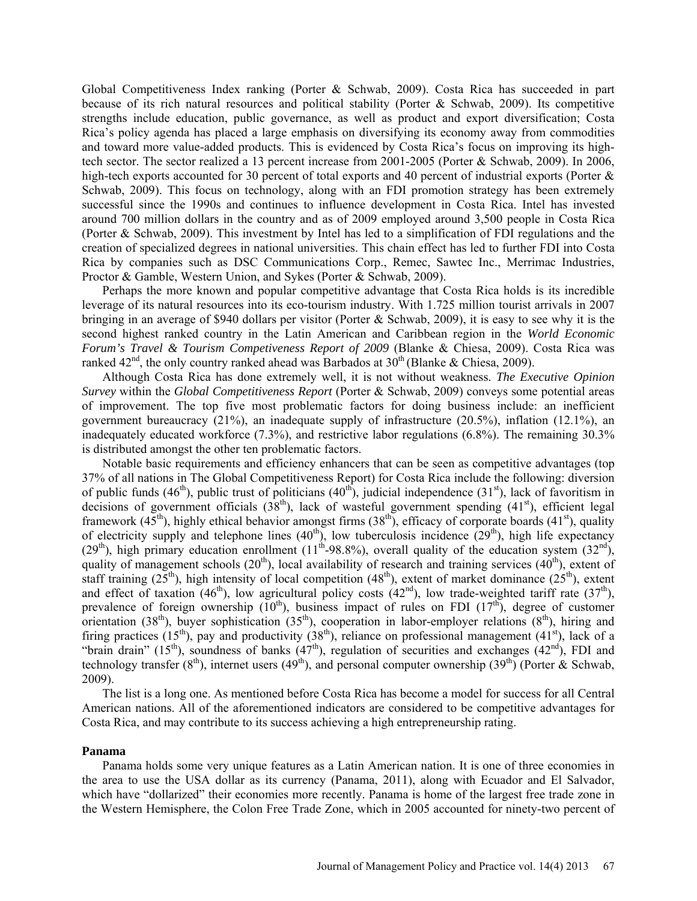Global Competitiveness Index ranking (Porter & Schwab, 2009). Costa Rica has succeeded in part because of its rich natural resources and political stability (Porter & Schwab, 2009). Its competitive strengths include education, public governance, as well as product and export diversification; Costa Rica's policy agenda has placed a large emphasis on diversifying its economy away from commodities and toward more value-added products. This is evidenced by Costa Rica's focus on improving its high-tech sector. The sector realized a 13 percent increase from 2001-2005 (Porter & Schwab, 2009). In 2006, high-tech exports accounted for 30 percent of total exports and 40 percent of industrial exports (Porter & Schwab, 2009). This focus on technology, along with an FDI promotion strategy has been extremely successful since the 1990s and continues to influence development in Costa Rica. Intel has invested around 700 million dollars in the country and as of 2009 employed around 3,500 people in Costa Rica (Porter & Schwab, 2009). This investment by Intel has led to a simplification of FDI regulations and the creation of specialized degrees in national universities. This chain effect has led to further FDI into Costa Rica by companies such as DSC Communications Corp., Remec, Sawtec Inc., Merrimac Industries, Proctor & Gamble, Western Union, and Sykes (Porter & Schwab, 2009).

Perhaps the more known and popular competitive advantage that Costa Rica holds is its incredible leverage of its natural resources into its eco-tourism industry. With 1.725 million tourist arrivals in 2007 bringing in an average of $940 dollars per visitor (Porter & Schwab, 2009), it is easy to see why it is the second highest ranked country in the Latin American and Caribbean region in the *World Economic Forum's Travel & Tourism Competiveness Report of 2009* (Blanke & Chiesa, 2009). Costa Rica was ranked 42nd, the only country ranked ahead was Barbados at 30th (Blanke & Chiesa, 2009).

Although Costa Rica has done extremely well, it is not without weakness. *The Executive Opinion Survey* within the *Global Competitiveness Report* (Porter & Schwab, 2009) conveys some potential areas of improvement. The top five most problematic factors for doing business include: an inefficient government bureaucracy (21%), an inadequate supply of infrastructure (20.5%), inflation (12.1%), an inadequately educated workforce (7.3%), and restrictive labor regulations (6.8%). The remaining 30.3% is distributed amongst the other ten problematic factors.

Notable basic requirements and efficiency enhancers that can be seen as competitive advantages (top 37% of all nations in The Global Competitiveness Report) for Costa Rica include the following: diversion of public funds (46th), public trust of politicians (40th), judicial independence (31st), lack of favoritism in decisions of government officials (38th), lack of wasteful government spending (41st), efficient legal framework (45th), highly ethical behavior amongst firms (38th), efficacy of corporate boards (41st), quality of electricity supply and telephone lines (40th), low tuberculosis incidence (29th), high life expectancy (29th), high primary education enrollment (11th-98.8%), overall quality of the education system (32nd), quality of management schools (20th), local availability of research and training services (40th), extent of staff training (25th), high intensity of local competition (48th), extent of market dominance (25th), extent and effect of taxation (46th), low agricultural policy costs (42nd), low trade-weighted tariff rate (37th), prevalence of foreign ownership (10th), business impact of rules on FDI (17th), degree of customer orientation (38th), buyer sophistication (35th), cooperation in labor-employer relations (8th), hiring and firing practices (15th), pay and productivity (38th), reliance on professional management (41st), lack of a "brain drain" (15th), soundness of banks (47th), regulation of securities and exchanges (42nd), FDI and technology transfer (8th), internet users (49th), and personal computer ownership (39th) (Porter & Schwab, 2009).

The list is a long one. As mentioned before Costa Rica has become a model for success for all Central American nations. All of the aforementioned indicators are considered to be competitive advantages for Costa Rica, and may contribute to its success achieving a high entrepreneurship rating.

### Panama

Panama holds some very unique features as a Latin American nation. It is one of three economies in the area to use the USA dollar as its currency (Panama, 2011), along with Ecuador and El Salvador, which have "dollarized" their economies more recently. Panama is home of the largest free trade zone in the Western Hemisphere, the Colon Free Trade Zone, which in 2005 accounted for ninety-two percent of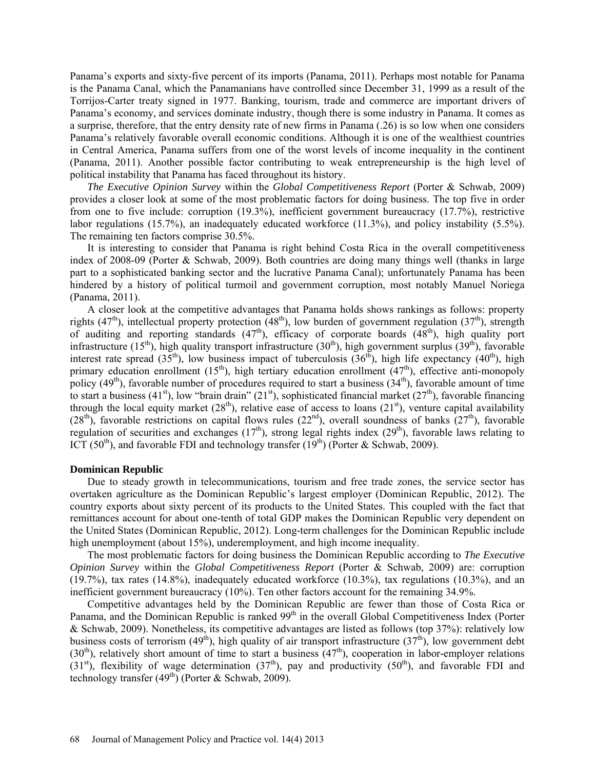Panama's exports and sixty-five percent of its imports (Panama, 2011). Perhaps most notable for Panama is the Panama Canal, which the Panamanians have controlled since December 31, 1999 as a result of the Torrijos-Carter treaty signed in 1977. Banking, tourism, trade and commerce are important drivers of Panama's economy, and services dominate industry, though there is some industry in Panama. It comes as a surprise, therefore, that the entry density rate of new firms in Panama (.26) is so low when one considers Panama's relatively favorable overall economic conditions. Although it is one of the wealthiest countries in Central America, Panama suffers from one of the worst levels of income inequality in the continent (Panama, 2011). Another possible factor contributing to weak entrepreneurship is the high level of political instability that Panama has faced throughout its history.

*The Executive Opinion Survey* within the *Global Competitiveness Report* (Porter & Schwab, 2009) provides a closer look at some of the most problematic factors for doing business. The top five in order from one to five include: corruption (19.3%), inefficient government bureaucracy (17.7%), restrictive labor regulations (15.7%), an inadequately educated workforce (11.3%), and policy instability (5.5%). The remaining ten factors comprise 30.5%.

It is interesting to consider that Panama is right behind Costa Rica in the overall competitiveness index of 2008-09 (Porter & Schwab, 2009). Both countries are doing many things well (thanks in large part to a sophisticated banking sector and the lucrative Panama Canal); unfortunately Panama has been hindered by a history of political turmoil and government corruption, most notably Manuel Noriega (Panama, 2011).

A closer look at the competitive advantages that Panama holds shows rankings as follows: property rights (47th), intellectual property protection (48th), low burden of government regulation (37th), strength of auditing and reporting standards (47th), efficacy of corporate boards (48th), high quality port infrastructure (15th), high quality transport infrastructure (30th), high government surplus (39th), favorable interest rate spread (35th), low business impact of tuberculosis (36th), high life expectancy (40th), high primary education enrollment (15th), high tertiary education enrollment (47th), effective anti-monopoly policy (49th), favorable number of procedures required to start a business (34th), favorable amount of time to start a business (41st), low "brain drain" (21st), sophisticated financial market (27th), favorable financing through the local equity market (28th), relative ease of access to loans (21st), venture capital availability (28th), favorable restrictions on capital flows rules (22nd), overall soundness of banks (27th), favorable regulation of securities and exchanges (17th), strong legal rights index (29th), favorable laws relating to ICT (50th), and favorable FDI and technology transfer (19th) (Porter & Schwab, 2009).

**Dominican Republic**

Due to steady growth in telecommunications, tourism and free trade zones, the service sector has overtaken agriculture as the Dominican Republic's largest employer (Dominican Republic, 2012). The country exports about sixty percent of its products to the United States. This coupled with the fact that remittances account for about one-tenth of total GDP makes the Dominican Republic very dependent on the United States (Dominican Republic, 2012). Long-term challenges for the Dominican Republic include high unemployment (about 15%), underemployment, and high income inequality.

The most problematic factors for doing business the Dominican Republic according to *The Executive Opinion Survey* within the *Global Competitiveness Report* (Porter & Schwab, 2009) are: corruption (19.7%), tax rates (14.8%), inadequately educated workforce (10.3%), tax regulations (10.3%), and an inefficient government bureaucracy (10%). Ten other factors account for the remaining 34.9%.

Competitive advantages held by the Dominican Republic are fewer than those of Costa Rica or Panama, and the Dominican Republic is ranked 99th in the overall Global Competitiveness Index (Porter & Schwab, 2009). Nonetheless, its competitive advantages are listed as follows (top 37%): relatively low business costs of terrorism (49th), high quality of air transport infrastructure (37th), low government debt (30th), relatively short amount of time to start a business (47th), cooperation in labor-employer relations (31st), flexibility of wage determination (37th), pay and productivity (50th), and favorable FDI and technology transfer (49th) (Porter & Schwab, 2009).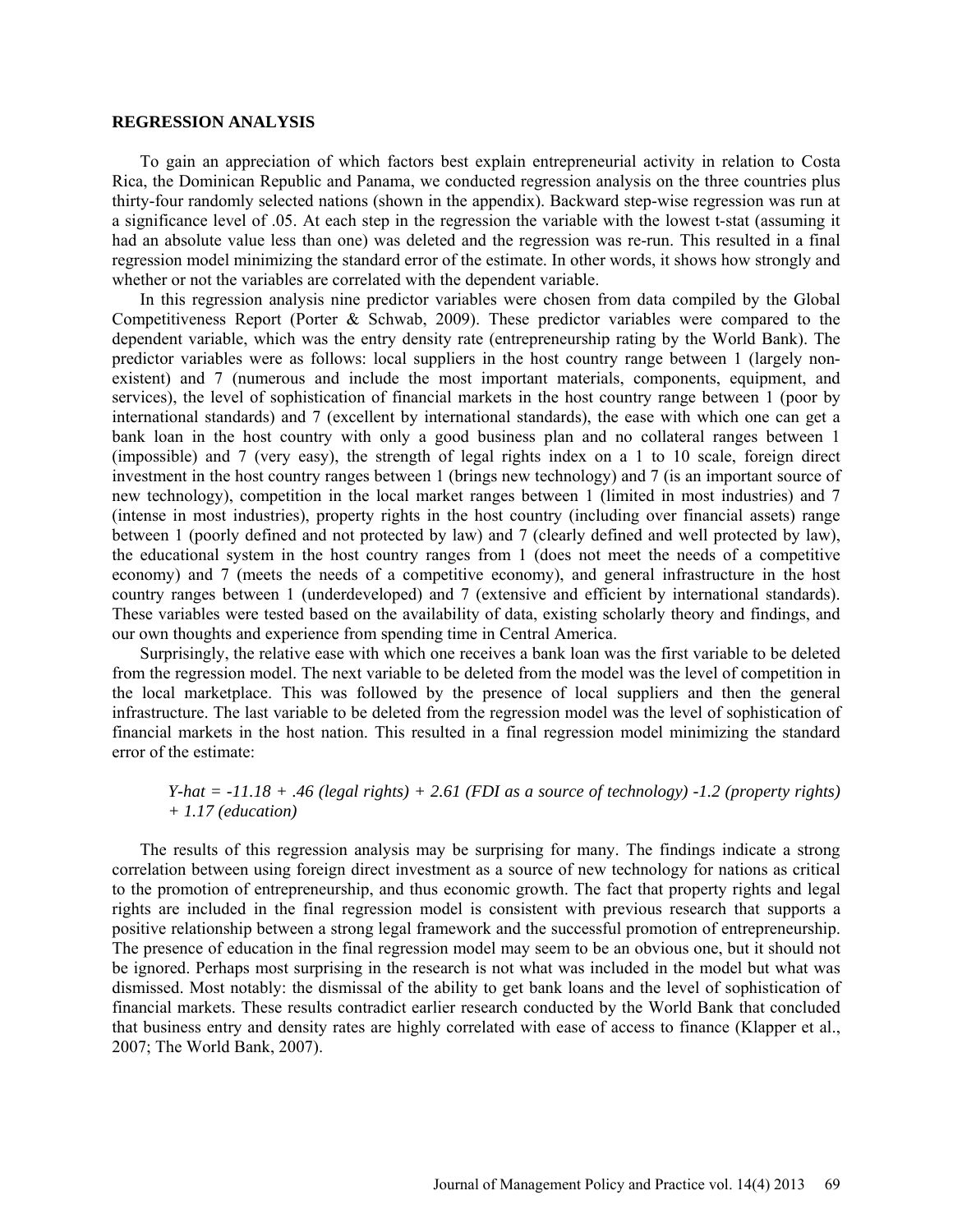## REGRESSION ANALYSIS

To gain an appreciation of which factors best explain entrepreneurial activity in relation to Costa Rica, the Dominican Republic and Panama, we conducted regression analysis on the three countries plus thirty-four randomly selected nations (shown in the appendix). Backward step-wise regression was run at a significance level of .05. At each step in the regression the variable with the lowest t-stat (assuming it had an absolute value less than one) was deleted and the regression was re-run. This resulted in a final regression model minimizing the standard error of the estimate. In other words, it shows how strongly and whether or not the variables are correlated with the dependent variable.

In this regression analysis nine predictor variables were chosen from data compiled by the Global Competitiveness Report (Porter & Schwab, 2009). These predictor variables were compared to the dependent variable, which was the entry density rate (entrepreneurship rating by the World Bank). The predictor variables were as follows: local suppliers in the host country range between 1 (largely non-existent) and 7 (numerous and include the most important materials, components, equipment, and services), the level of sophistication of financial markets in the host country range between 1 (poor by international standards) and 7 (excellent by international standards), the ease with which one can get a bank loan in the host country with only a good business plan and no collateral ranges between 1 (impossible) and 7 (very easy), the strength of legal rights index on a 1 to 10 scale, foreign direct investment in the host country ranges between 1 (brings new technology) and 7 (is an important source of new technology), competition in the local market ranges between 1 (limited in most industries) and 7 (intense in most industries), property rights in the host country (including over financial assets) range between 1 (poorly defined and not protected by law) and 7 (clearly defined and well protected by law), the educational system in the host country ranges from 1 (does not meet the needs of a competitive economy) and 7 (meets the needs of a competitive economy), and general infrastructure in the host country ranges between 1 (underdeveloped) and 7 (extensive and efficient by international standards). These variables were tested based on the availability of data, existing scholarly theory and findings, and our own thoughts and experience from spending time in Central America.

Surprisingly, the relative ease with which one receives a bank loan was the first variable to be deleted from the regression model. The next variable to be deleted from the model was the level of competition in the local marketplace. This was followed by the presence of local suppliers and then the general infrastructure. The last variable to be deleted from the regression model was the level of sophistication of financial markets in the host nation. This resulted in a final regression model minimizing the standard error of the estimate:

*Y-hat = -11.18 + .46 (legal rights) + 2.61 (FDI as a source of technology) -1.2 (property rights) + 1.17 (education)*

The results of this regression analysis may be surprising for many. The findings indicate a strong correlation between using foreign direct investment as a source of new technology for nations as critical to the promotion of entrepreneurship, and thus economic growth. The fact that property rights and legal rights are included in the final regression model is consistent with previous research that supports a positive relationship between a strong legal framework and the successful promotion of entrepreneurship. The presence of education in the final regression model may seem to be an obvious one, but it should not be ignored. Perhaps most surprising in the research is not what was included in the model but what was dismissed. Most notably: the dismissal of the ability to get bank loans and the level of sophistication of financial markets. These results contradict earlier research conducted by the World Bank that concluded that business entry and density rates are highly correlated with ease of access to finance (Klapper et al., 2007; The World Bank, 2007).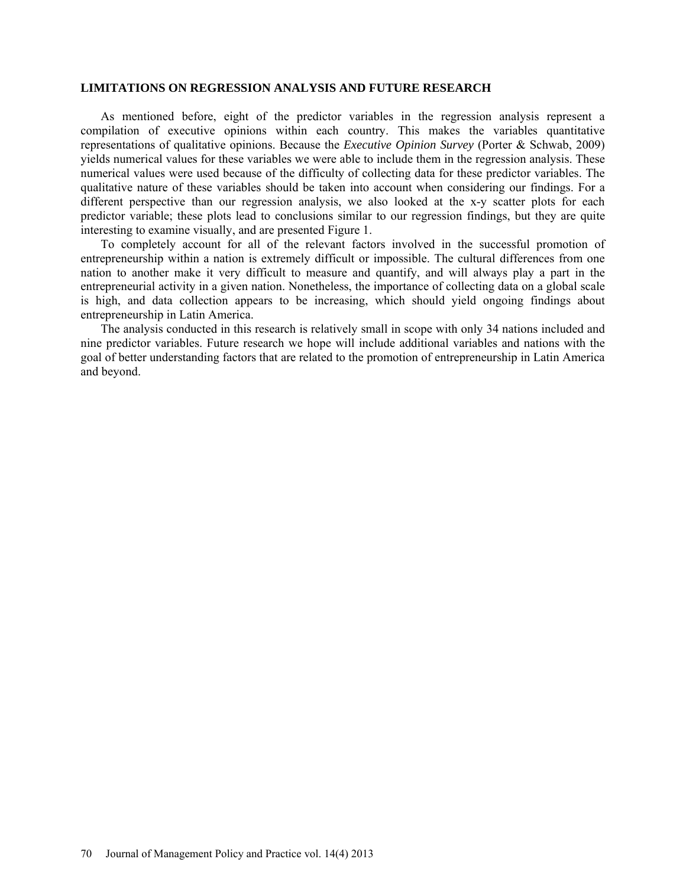## LIMITATIONS ON REGRESSION ANALYSIS AND FUTURE RESEARCH

As mentioned before, eight of the predictor variables in the regression analysis represent a compilation of executive opinions within each country. This makes the variables quantitative representations of qualitative opinions. Because the *Executive Opinion Survey* (Porter & Schwab, 2009) yields numerical values for these variables we were able to include them in the regression analysis. These numerical values were used because of the difficulty of collecting data for these predictor variables. The qualitative nature of these variables should be taken into account when considering our findings. For a different perspective than our regression analysis, we also looked at the x-y scatter plots for each predictor variable; these plots lead to conclusions similar to our regression findings, but they are quite interesting to examine visually, and are presented Figure 1.

To completely account for all of the relevant factors involved in the successful promotion of entrepreneurship within a nation is extremely difficult or impossible. The cultural differences from one nation to another make it very difficult to measure and quantify, and will always play a part in the entrepreneurial activity in a given nation. Nonetheless, the importance of collecting data on a global scale is high, and data collection appears to be increasing, which should yield ongoing findings about entrepreneurship in Latin America.

The analysis conducted in this research is relatively small in scope with only 34 nations included and nine predictor variables. Future research we hope will include additional variables and nations with the goal of better understanding factors that are related to the promotion of entrepreneurship in Latin America and beyond.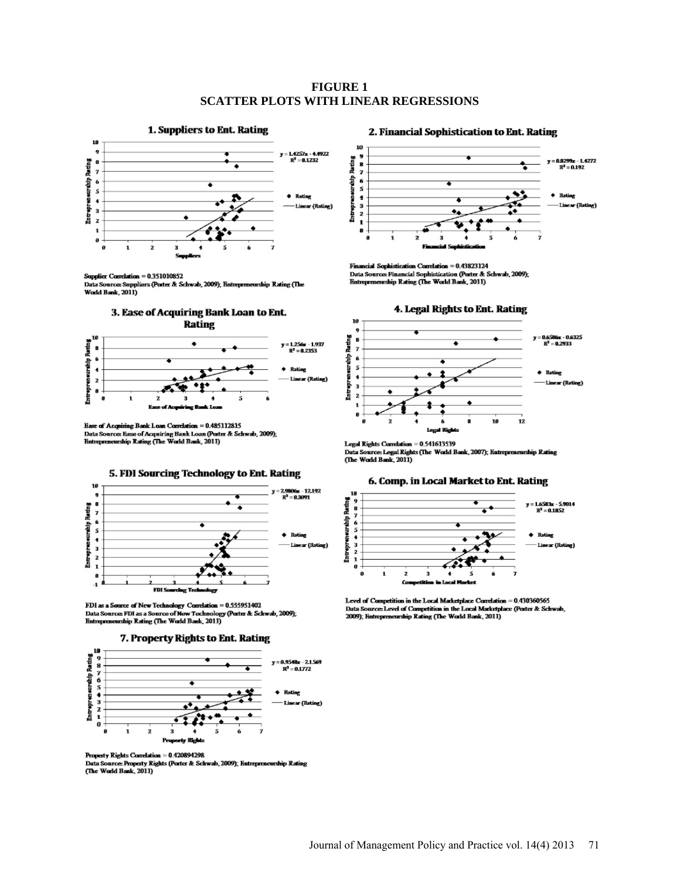**FIGURE 1**
**SCATTER PLOTS WITH LINEAR REGRESSIONS**

**1. Suppliers to Ent. Rating**

$y = 1.4257x - 4.4922$
$R^2 = 0.1232$

Supplier Correlation = 0.351010852
Data Source: Suppliers (Porter & Schwab, 2009); Entrepreneurship Rating (The World Bank, 2011)

**2. Financial Sophistication to Ent. Rating**

$y = 0.8299x - 1.4272$
$R^2 = 0.192$

Financial Sophistication Correlation = 0.43823124
Data Source: Financial Sophistication (Porter & Schwab, 2009); Entrepreneurship Rating (The World Bank, 2011)

**3. Ease of Acquiring Bank Loan to Ent. Rating**

$y = 1.256x - 1.937$
$R^2 = 0.2353$

Ease of Acquiring Bank Loan Correlation = 0.485112815
Data Source: Ease of Acquiring Bank Loan (Porter & Schwab, 2009); Entrepreneurship Rating (The World Bank, 2011)

**4. Legal Rights to Ent. Rating**

$y = 0.6586x - 0.6325$
$R^2 = 0.2933$

Legal Rights Correlation = 0.541613539
Data Source: Legal Rights (The World Bank, 2007); Entrepreneurship Rating (The World Bank, 2011)

**5. FDI Sourcing Technology to Ent. Rating**

$y = 2.9806x - 12.192$
$R^2 = 0.3091$

FDI as a Source of New Technology Correlation = 0.555951402
Data Source: FDI as a Source of New Technology (Porter & Schwab, 2009); Entrepreneurship Rating (The World Bank, 2011)

**6. Comp. in Local Market to Ent. Rating**

$y = 1.6583x - 5.9814$
$R^2 = 0.1852$

Level of Competition in the Local Marketplace Correlation = 0.430360565
Data Source: Level of Competition in the Local Marketplace (Porter & Schwab, 2009); Entrepreneurship Rating (The World Bank, 2011)

**7. Property Rights to Ent. Rating**

$y = 0.9548x - 2.1569$
$R^2 = 0.1772$

Property Rights Correlation = 0.420894298
Data Source: Property Rights (Porter & Schwab, 2009); Entrepreneurship Rating (The World Bank, 2011)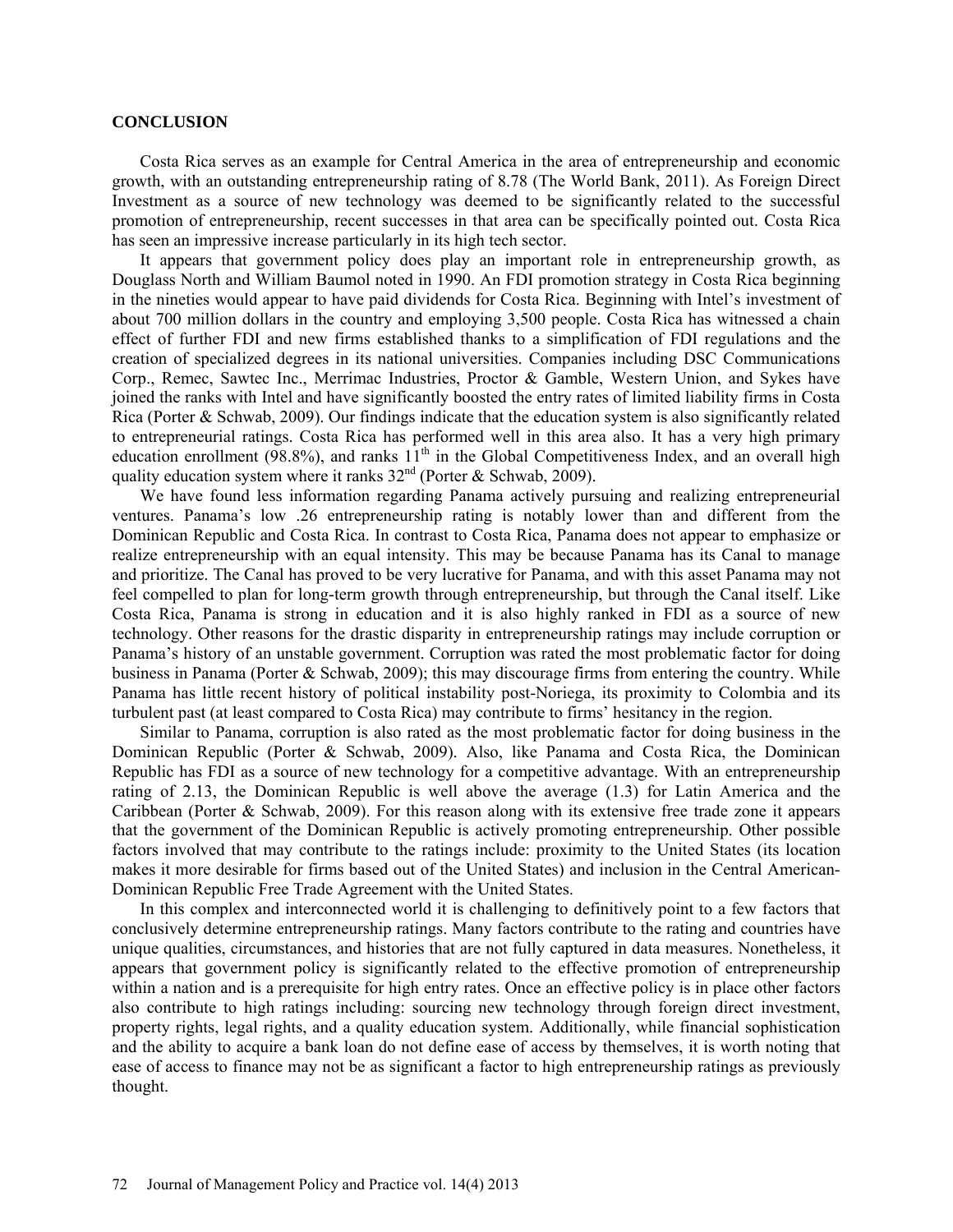## CONCLUSION

Costa Rica serves as an example for Central America in the area of entrepreneurship and economic growth, with an outstanding entrepreneurship rating of 8.78 (The World Bank, 2011). As Foreign Direct Investment as a source of new technology was deemed to be significantly related to the successful promotion of entrepreneurship, recent successes in that area can be specifically pointed out. Costa Rica has seen an impressive increase particularly in its high tech sector.

It appears that government policy does play an important role in entrepreneurship growth, as Douglass North and William Baumol noted in 1990. An FDI promotion strategy in Costa Rica beginning in the nineties would appear to have paid dividends for Costa Rica. Beginning with Intel's investment of about 700 million dollars in the country and employing 3,500 people. Costa Rica has witnessed a chain effect of further FDI and new firms established thanks to a simplification of FDI regulations and the creation of specialized degrees in its national universities. Companies including DSC Communications Corp., Remec, Sawtec Inc., Merrimac Industries, Proctor & Gamble, Western Union, and Sykes have joined the ranks with Intel and have significantly boosted the entry rates of limited liability firms in Costa Rica (Porter & Schwab, 2009). Our findings indicate that the education system is also significantly related to entrepreneurial ratings. Costa Rica has performed well in this area also. It has a very high primary education enrollment (98.8%), and ranks 11th in the Global Competitiveness Index, and an overall high quality education system where it ranks 32nd (Porter & Schwab, 2009).

We have found less information regarding Panama actively pursuing and realizing entrepreneurial ventures. Panama's low .26 entrepreneurship rating is notably lower than and different from the Dominican Republic and Costa Rica. In contrast to Costa Rica, Panama does not appear to emphasize or realize entrepreneurship with an equal intensity. This may be because Panama has its Canal to manage and prioritize. The Canal has proved to be very lucrative for Panama, and with this asset Panama may not feel compelled to plan for long-term growth through entrepreneurship, but through the Canal itself. Like Costa Rica, Panama is strong in education and it is also highly ranked in FDI as a source of new technology. Other reasons for the drastic disparity in entrepreneurship ratings may include corruption or Panama's history of an unstable government. Corruption was rated the most problematic factor for doing business in Panama (Porter & Schwab, 2009); this may discourage firms from entering the country. While Panama has little recent history of political instability post-Noriega, its proximity to Colombia and its turbulent past (at least compared to Costa Rica) may contribute to firms' hesitancy in the region.

Similar to Panama, corruption is also rated as the most problematic factor for doing business in the Dominican Republic (Porter & Schwab, 2009). Also, like Panama and Costa Rica, the Dominican Republic has FDI as a source of new technology for a competitive advantage. With an entrepreneurship rating of 2.13, the Dominican Republic is well above the average (1.3) for Latin America and the Caribbean (Porter & Schwab, 2009). For this reason along with its extensive free trade zone it appears that the government of the Dominican Republic is actively promoting entrepreneurship. Other possible factors involved that may contribute to the ratings include: proximity to the United States (its location makes it more desirable for firms based out of the United States) and inclusion in the Central American-Dominican Republic Free Trade Agreement with the United States.

In this complex and interconnected world it is challenging to definitively point to a few factors that conclusively determine entrepreneurship ratings. Many factors contribute to the rating and countries have unique qualities, circumstances, and histories that are not fully captured in data measures. Nonetheless, it appears that government policy is significantly related to the effective promotion of entrepreneurship within a nation and is a prerequisite for high entry rates. Once an effective policy is in place other factors also contribute to high ratings including: sourcing new technology through foreign direct investment, property rights, legal rights, and a quality education system. Additionally, while financial sophistication and the ability to acquire a bank loan do not define ease of access by themselves, it is worth noting that ease of access to finance may not be as significant a factor to high entrepreneurship ratings as previously thought.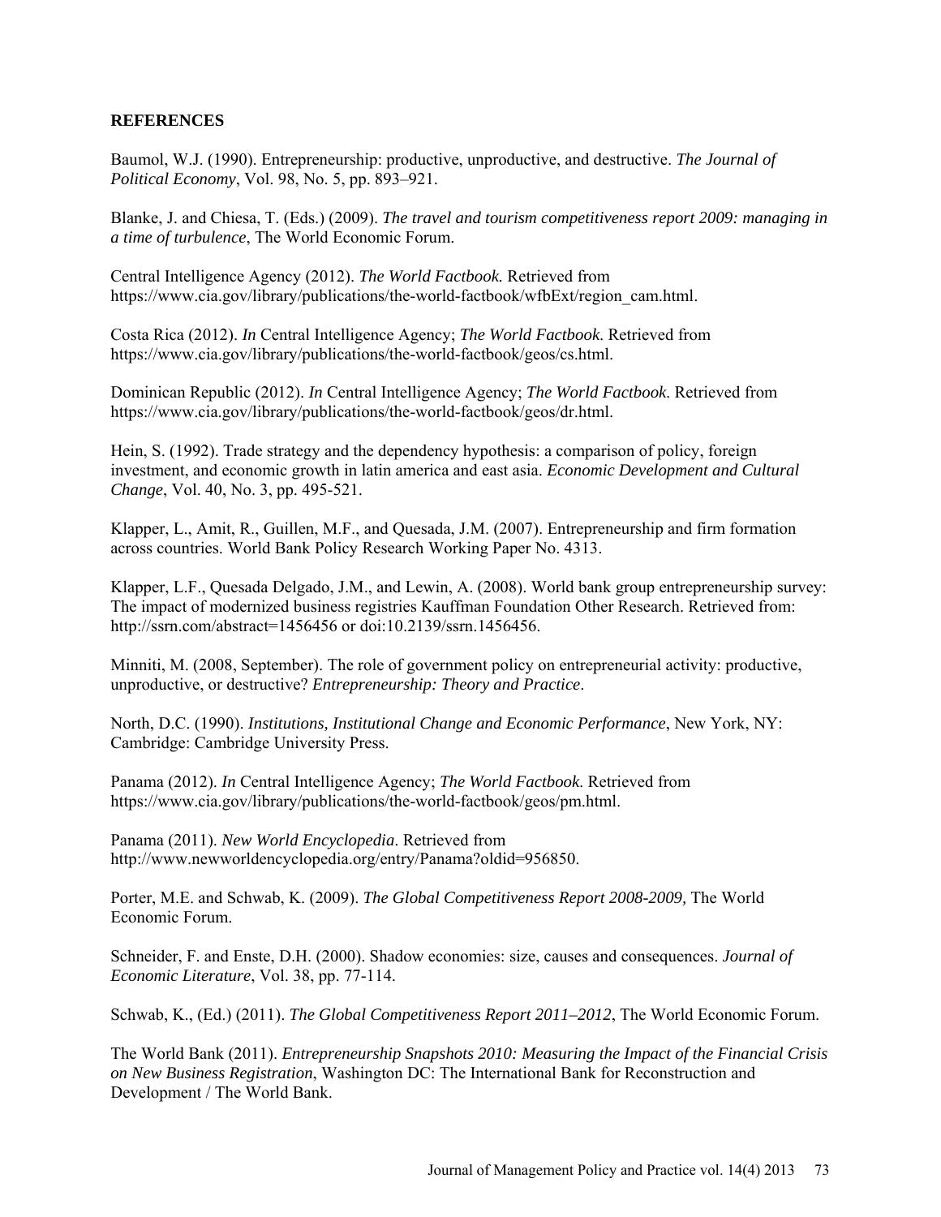**REFERENCES**

Baumol, W.J. (1990). Entrepreneurship: productive, unproductive, and destructive. *The Journal of Political Economy*, Vol. 98, No. 5, pp. 893–921.

Blanke, J. and Chiesa, T. (Eds.) (2009). *The travel and tourism competitiveness report 2009: managing in a time of turbulence*, The World Economic Forum.

Central Intelligence Agency (2012). *The World Factbook.* Retrieved from https://www.cia.gov/library/publications/the-world-factbook/wfbExt/region_cam.html.

Costa Rica (2012). *In* Central Intelligence Agency; *The World Factbook*. Retrieved from https://www.cia.gov/library/publications/the-world-factbook/geos/cs.html.

Dominican Republic (2012). *In* Central Intelligence Agency; *The World Factbook*. Retrieved from https://www.cia.gov/library/publications/the-world-factbook/geos/dr.html.

Hein, S. (1992). Trade strategy and the dependency hypothesis: a comparison of policy, foreign investment, and economic growth in latin america and east asia. *Economic Development and Cultural Change*, Vol. 40, No. 3, pp. 495-521.

Klapper, L., Amit, R., Guillen, M.F., and Quesada, J.M. (2007). Entrepreneurship and firm formation across countries. World Bank Policy Research Working Paper No. 4313.

Klapper, L.F., Quesada Delgado, J.M., and Lewin, A. (2008). World bank group entrepreneurship survey: The impact of modernized business registries Kauffman Foundation Other Research. Retrieved from: http://ssrn.com/abstract=1456456 or doi:10.2139/ssrn.1456456.

Minniti, M. (2008, September). The role of government policy on entrepreneurial activity: productive, unproductive, or destructive? *Entrepreneurship: Theory and Practice*.

North, D.C. (1990). *Institutions, Institutional Change and Economic Performance*, New York, NY: Cambridge: Cambridge University Press.

Panama (2012). *In* Central Intelligence Agency; *The World Factbook*. Retrieved from https://www.cia.gov/library/publications/the-world-factbook/geos/pm.html.

Panama (2011). *New World Encyclopedia*. Retrieved from http://www.newworldencyclopedia.org/entry/Panama?oldid=956850.

Porter, M.E. and Schwab, K. (2009). *The Global Competitiveness Report 2008-2009,* The World Economic Forum.

Schneider, F. and Enste, D.H. (2000). Shadow economies: size, causes and consequences. *Journal of Economic Literature*, Vol. 38, pp. 77-114.

Schwab, K., (Ed.) (2011). *The Global Competitiveness Report 2011–2012*, The World Economic Forum.

The World Bank (2011). *Entrepreneurship Snapshots 2010: Measuring the Impact of the Financial Crisis on New Business Registration*, Washington DC: The International Bank for Reconstruction and Development / The World Bank.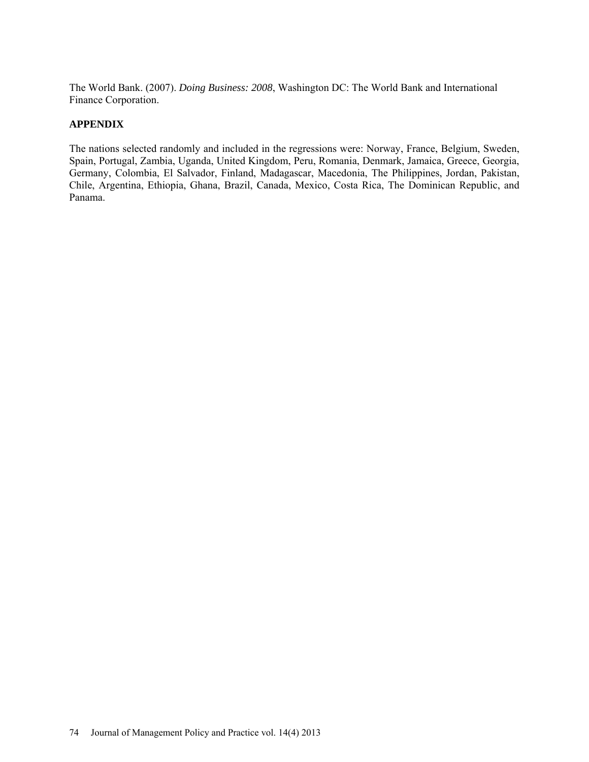The World Bank. (2007). *Doing Business: 2008*, Washington DC: The World Bank and International Finance Corporation.

## APPENDIX

The nations selected randomly and included in the regressions were: Norway, France, Belgium, Sweden, Spain, Portugal, Zambia, Uganda, United Kingdom, Peru, Romania, Denmark, Jamaica, Greece, Georgia, Germany, Colombia, El Salvador, Finland, Madagascar, Macedonia, The Philippines, Jordan, Pakistan, Chile, Argentina, Ethiopia, Ghana, Brazil, Canada, Mexico, Costa Rica, The Dominican Republic, and Panama.